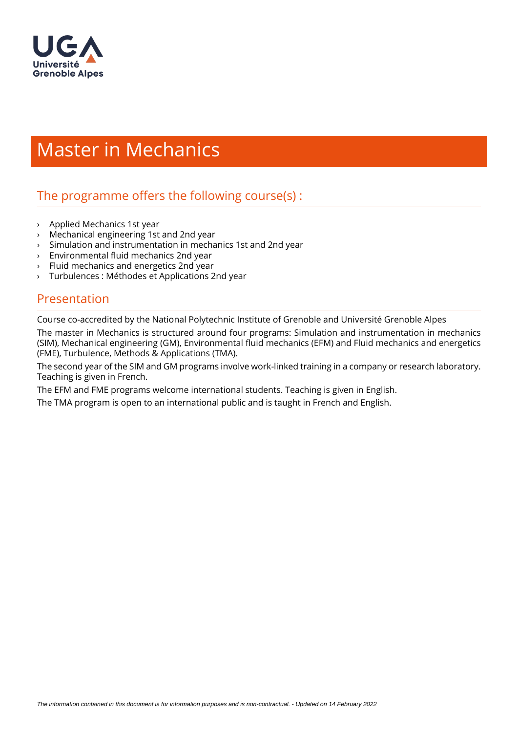# Master in Mechanics

## The programme offers the following course(s) :

- Applied Mechanics 1st year
- Mechanical engineering 1st and 2nd year
- Simulation and instrumentation in mechanics 1st and 2nd year
- Environmental fluid mechanics 2nd year
- Fluid mechanics and energetics 2nd year
- Turbulences : Méthodes et Applications 2nd year

## Presentation

Course co-accredited by the National Polytechnic Institute of Grenoble and Université Grenoble Alpes

The master in Mechanics is structured around four programs: Simulation and instrumentation in mechanics (SIM), Mechanical engineering (GM), Environmental fluid mechanics (EFM) and Fluid mechanics and energetics (FME), Turbulence, Methods & Applications (TMA).

The second year of the SIM and GM programs involve work-linked training in a company or research laboratory. Teaching is given in French.

The EFM and FME programs welcome international students. Teaching is given in English.

The TMA program is open to an international public and is taught in French and English.

*The information contained in this document is for information purposes and is non-contractual. - Updated on 14 February 2022*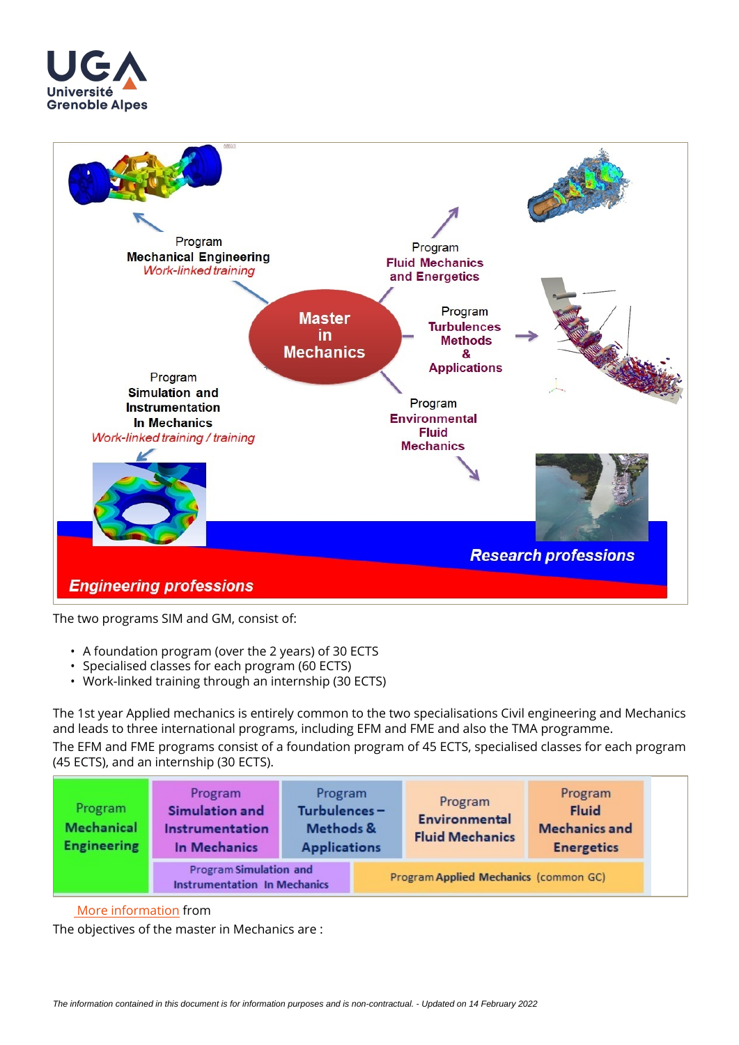Program
**Mechanical Engineering**
*Work-linked training*

Program
**Fluid Mechanics and Energetics**

**Master in Mechanics**

Program
**Turbulences Methods & Applications**

Program
**Simulation and Instrumentation In Mechanics**
*Work-linked training / training*

Program
**Environmental Fluid Mechanics**

***Research professions***

***Engineering professions***

The two programs SIM and GM, consist of:

- A foundation program (over the 2 years) of 30 ECTS
- Specialised classes for each program (60 ECTS)
- Work-linked training through an internship (30 ECTS)

The 1st year Applied mechanics is entirely common to the two specialisations Civil engineering and Mechanics and leads to three international programs, including EFM and FME and also the TMA programme.

The EFM and FME programs consist of a foundation program of 45 ECTS, specialised classes for each program (45 ECTS), and an internship (30 ECTS).

| Program **Mechanical Engineering** | Program **Simulation and Instrumentation In Mechanics** | Program **Turbulences – Methods & Applications** | Program **Environmental Fluid Mechanics** | Program **Fluid Mechanics and Energetics** |
|---|---|---|---|---|
| | Program Simulation and Instrumentation In Mechanics | Program Applied Mechanics (common GC) | | |

[More information](#) from

The objectives of the master in Mechanics are :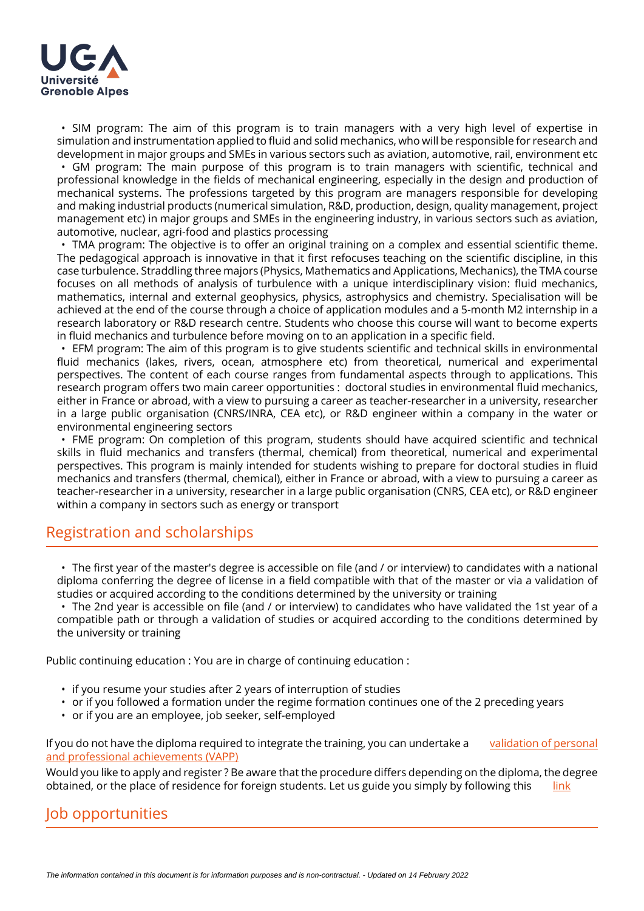- SIM program: The aim of this program is to train managers with a very high level of expertise in simulation and instrumentation applied to fluid and solid mechanics, who will be responsible for research and development in major groups and SMEs in various sectors such as aviation, automotive, rail, environment etc
- GM program: The main purpose of this program is to train managers with scientific, technical and professional knowledge in the fields of mechanical engineering, especially in the design and production of mechanical systems. The professions targeted by this program are managers responsible for developing and making industrial products (numerical simulation, R&D, production, design, quality management, project management etc) in major groups and SMEs in the engineering industry, in various sectors such as aviation, automotive, nuclear, agri-food and plastics processing
- TMA program: The objective is to offer an original training on a complex and essential scientific theme. The pedagogical approach is innovative in that it first refocuses teaching on the scientific discipline, in this case turbulence. Straddling three majors (Physics, Mathematics and Applications, Mechanics), the TMA course focuses on all methods of analysis of turbulence with a unique interdisciplinary vision: fluid mechanics, mathematics, internal and external geophysics, physics, astrophysics and chemistry. Specialisation will be achieved at the end of the course through a choice of application modules and a 5-month M2 internship in a research laboratory or R&D research centre. Students who choose this course will want to become experts in fluid mechanics and turbulence before moving on to an application in a specific field.
- EFM program: The aim of this program is to give students scientific and technical skills in environmental fluid mechanics (lakes, rivers, ocean, atmosphere etc) from theoretical, numerical and experimental perspectives. The content of each course ranges from fundamental aspects through to applications. This research program offers two main career opportunities : doctoral studies in environmental fluid mechanics, either in France or abroad, with a view to pursuing a career as teacher-researcher in a university, researcher in a large public organisation (CNRS/INRA, CEA etc), or R&D engineer within a company in the water or environmental engineering sectors
- FME program: On completion of this program, students should have acquired scientific and technical skills in fluid mechanics and transfers (thermal, chemical) from theoretical, numerical and experimental perspectives. This program is mainly intended for students wishing to prepare for doctoral studies in fluid mechanics and transfers (thermal, chemical), either in France or abroad, with a view to pursuing a career as teacher-researcher in a university, researcher in a large public organisation (CNRS, CEA etc), or R&D engineer within a company in sectors such as energy or transport

## Registration and scholarships

- The first year of the master's degree is accessible on file (and / or interview) to candidates with a national diploma conferring the degree of license in a field compatible with that of the master or via a validation of studies or acquired according to the conditions determined by the university or training
- The 2nd year is accessible on file (and / or interview) to candidates who have validated the 1st year of a compatible path or through a validation of studies or acquired according to the conditions determined by the university or training

Public continuing education : You are in charge of continuing education :

- if you resume your studies after 2 years of interruption of studies
- or if you followed a formation under the regime formation continues one of the 2 preceding years
- or if you are an employee, job seeker, self-employed

If you do not have the diploma required to integrate the training, you can undertake a validation of personal and professional achievements (VAPP)

Would you like to apply and register ? Be aware that the procedure differs depending on the diploma, the degree obtained, or the place of residence for foreign students. Let us guide you simply by following this link

## Job opportunities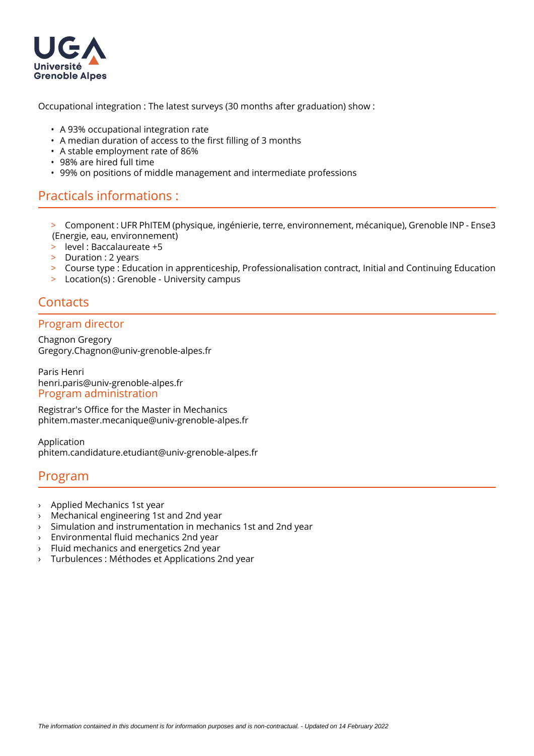Occupational integration : The latest surveys (30 months after graduation) show :

- A 93% occupational integration rate
- A median duration of access to the first filling of 3 months
- A stable employment rate of 86%
- 98% are hired full time
- 99% on positions of middle management and intermediate professions

## Practicals informations :

> Component : UFR PhITEM (physique, ingénierie, terre, environnement, mécanique), Grenoble INP - Ense3 (Energie, eau, environnement)
> level : Baccalaureate +5
> Duration : 2 years
> Course type : Education in apprenticeship, Professionalisation contract, Initial and Continuing Education
> Location(s) : Grenoble - University campus

## Contacts

### Program director

Chagnon Gregory
Gregory.Chagnon@univ-grenoble-alpes.fr

Paris Henri
henri.paris@univ-grenoble-alpes.fr

### Program administration

Registrar's Office for the Master in Mechanics
phitem.master.mecanique@univ-grenoble-alpes.fr

Application
phitem.candidature.etudiant@univ-grenoble-alpes.fr

## Program

› Applied Mechanics 1st year
› Mechanical engineering 1st and 2nd year
› Simulation and instrumentation in mechanics 1st and 2nd year
› Environmental fluid mechanics 2nd year
› Fluid mechanics and energetics 2nd year
› Turbulences : Méthodes et Applications 2nd year

*The information contained in this document is for information purposes and is non-contractual. - Updated on 14 February 2022*